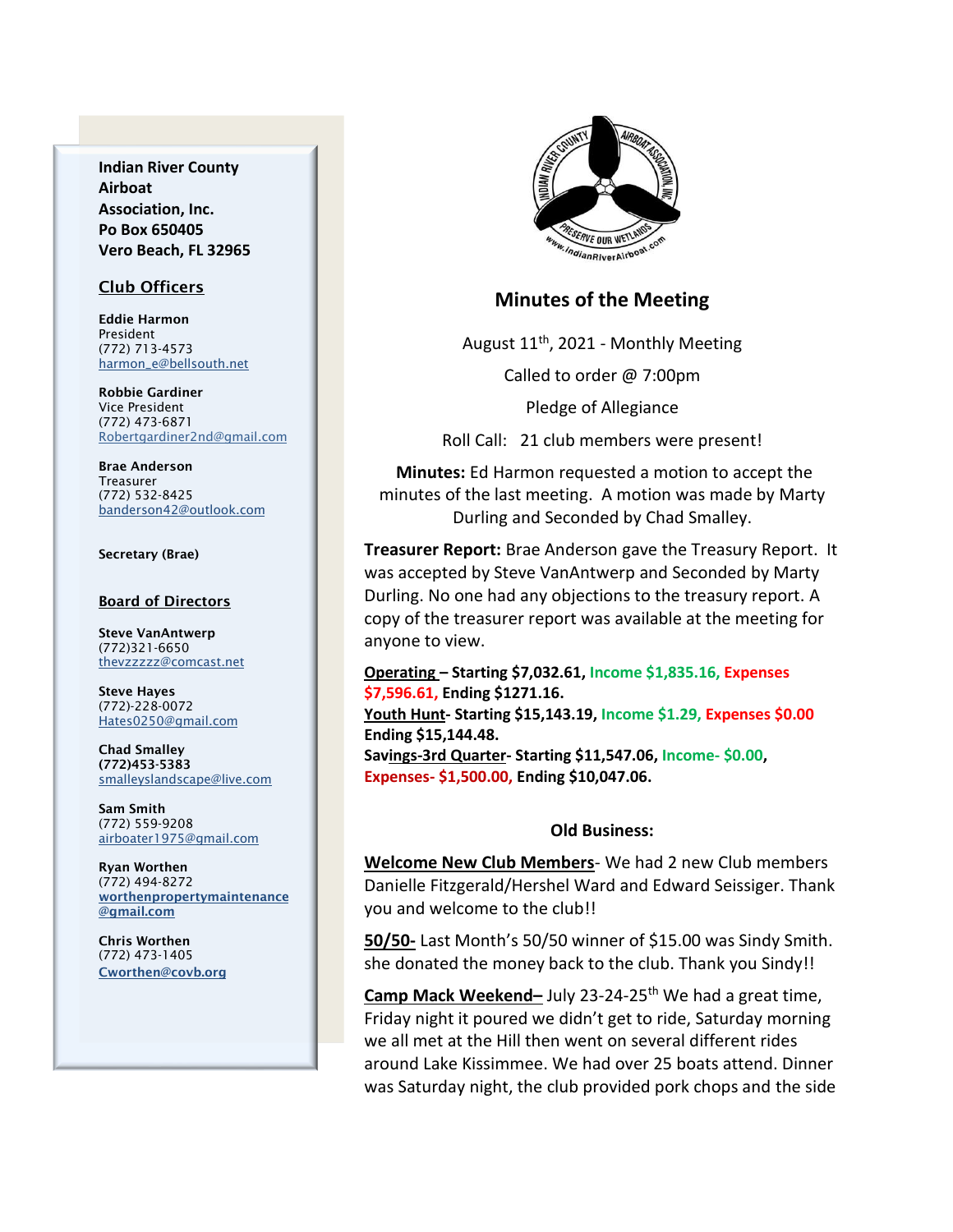**Indian River County Airboat Association, Inc.**
**Po Box 650405**
**Vero Beach, FL 32965**

## Club Officers

**Eddie Harmon**
President
(772) 713-4573
harmon_e@bellsouth.net

**Robbie Gardiner**
Vice President
(772) 473-6871
Robertgardiner2nd@gmail.com

**Brae Anderson**
Treasurer
(772) 532-8425
banderson42@outlook.com

**Secretary (Brae)**

## Board of Directors

**Steve VanAntwerp**
(772)321-6650
thevzzzzz@comcast.net

**Steve Hayes**
(772)-228-0072
Hates0250@gmail.com

**Chad Smalley**
**(772)453-5383**
smalleyslandscape@live.com

**Sam Smith**
(772) 559-9208
airboater1975@gmail.com

**Ryan Worthen**
(772) 494-8272
**worthenpropertymaintenance@gmail.com**

**Chris Worthen**
(772) 473-1405
**Cworthen@covb.org**

# Minutes of the Meeting

August 11th, 2021 - Monthly Meeting

Called to order @ 7:00pm

Pledge of Allegiance

Roll Call: 21 club members were present!

**Minutes:** Ed Harmon requested a motion to accept the minutes of the last meeting. A motion was made by Marty Durling and Seconded by Chad Smalley.

**Treasurer Report:** Brae Anderson gave the Treasury Report. It was accepted by Steve VanAntwerp and Seconded by Marty Durling. No one had any objections to the treasury report. A copy of the treasurer report was available at the meeting for anyone to view.

**Operating – Starting $7,032.61, Income $1,835.16, Expenses $7,596.61, Ending $1271.16.**
**Youth Hunt- Starting $15,143.19, Income $1.29, Expenses $0.00 Ending $15,144.48.**
**Savings-3rd Quarter- Starting $11,547.06, Income- $0.00, Expenses- $1,500.00, Ending $10,047.06.**

### Old Business:

**Welcome New Club Members**- We had 2 new Club members Danielle Fitzgerald/Hershel Ward and Edward Seissiger. Thank you and welcome to the club!!

**50/50-** Last Month's 50/50 winner of $15.00 was Sindy Smith. she donated the money back to the club. Thank you Sindy!!

**Camp Mack Weekend–** July 23-24-25th We had a great time, Friday night it poured we didn't get to ride, Saturday morning we all met at the Hill then went on several different rides around Lake Kissimmee. We had over 25 boats attend. Dinner was Saturday night, the club provided pork chops and the side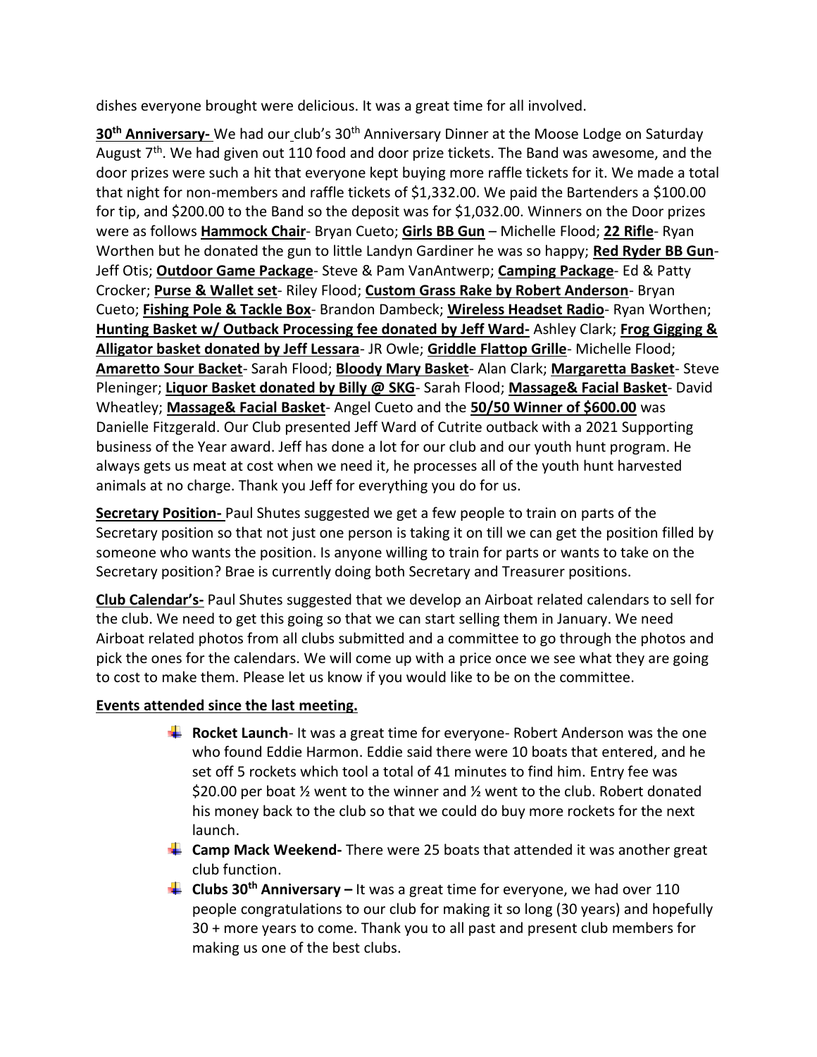dishes everyone brought were delicious. It was a great time for all involved.

**30th Anniversary-** We had our club's 30th Anniversary Dinner at the Moose Lodge on Saturday August 7th. We had given out 110 food and door prize tickets. The Band was awesome, and the door prizes were such a hit that everyone kept buying more raffle tickets for it. We made a total that night for non-members and raffle tickets of $1,332.00. We paid the Bartenders a $100.00 for tip, and $200.00 to the Band so the deposit was for $1,032.00. Winners on the Door prizes were as follows **Hammock Chair**- Bryan Cueto; **Girls BB Gun** – Michelle Flood; **22 Rifle**- Ryan Worthen but he donated the gun to little Landyn Gardiner he was so happy; **Red Ryder BB Gun**- Jeff Otis; **Outdoor Game Package**- Steve & Pam VanAntwerp; **Camping Package**- Ed & Patty Crocker; **Purse & Wallet set**- Riley Flood; **Custom Grass Rake by Robert Anderson**- Bryan Cueto; **Fishing Pole & Tackle Box**- Brandon Dambeck; **Wireless Headset Radio**- Ryan Worthen; **Hunting Basket w/ Outback Processing fee donated by Jeff Ward-** Ashley Clark; **Frog Gigging & Alligator basket donated by Jeff Lessara**- JR Owle; **Griddle Flattop Grille**- Michelle Flood; **Amaretto Sour Backet**- Sarah Flood; **Bloody Mary Basket**- Alan Clark; **Margaretta Basket**- Steve Pleninger; **Liquor Basket donated by Billy @ SKG**- Sarah Flood; **Massage& Facial Basket**- David Wheatley; **Massage& Facial Basket**- Angel Cueto and the **50/50 Winner of $600.00** was Danielle Fitzgerald. Our Club presented Jeff Ward of Cutrite outback with a 2021 Supporting business of the Year award. Jeff has done a lot for our club and our youth hunt program. He always gets us meat at cost when we need it, he processes all of the youth hunt harvested animals at no charge. Thank you Jeff for everything you do for us.

**Secretary Position-** Paul Shutes suggested we get a few people to train on parts of the Secretary position so that not just one person is taking it on till we can get the position filled by someone who wants the position. Is anyone willing to train for parts or wants to take on the Secretary position? Brae is currently doing both Secretary and Treasurer positions.

**Club Calendar's-** Paul Shutes suggested that we develop an Airboat related calendars to sell for the club. We need to get this going so that we can start selling them in January. We need Airboat related photos from all clubs submitted and a committee to go through the photos and pick the ones for the calendars. We will come up with a price once we see what they are going to cost to make them. Please let us know if you would like to be on the committee.

**Events attended since the last meeting.**

- **Rocket Launch**- It was a great time for everyone- Robert Anderson was the one who found Eddie Harmon. Eddie said there were 10 boats that entered, and he set off 5 rockets which tool a total of 41 minutes to find him. Entry fee was $20.00 per boat ½ went to the winner and ½ went to the club. Robert donated his money back to the club so that we could do buy more rockets for the next launch.
- **Camp Mack Weekend-** There were 25 boats that attended it was another great club function.
- **Clubs 30th Anniversary –** It was a great time for everyone, we had over 110 people congratulations to our club for making it so long (30 years) and hopefully 30 + more years to come. Thank you to all past and present club members for making us one of the best clubs.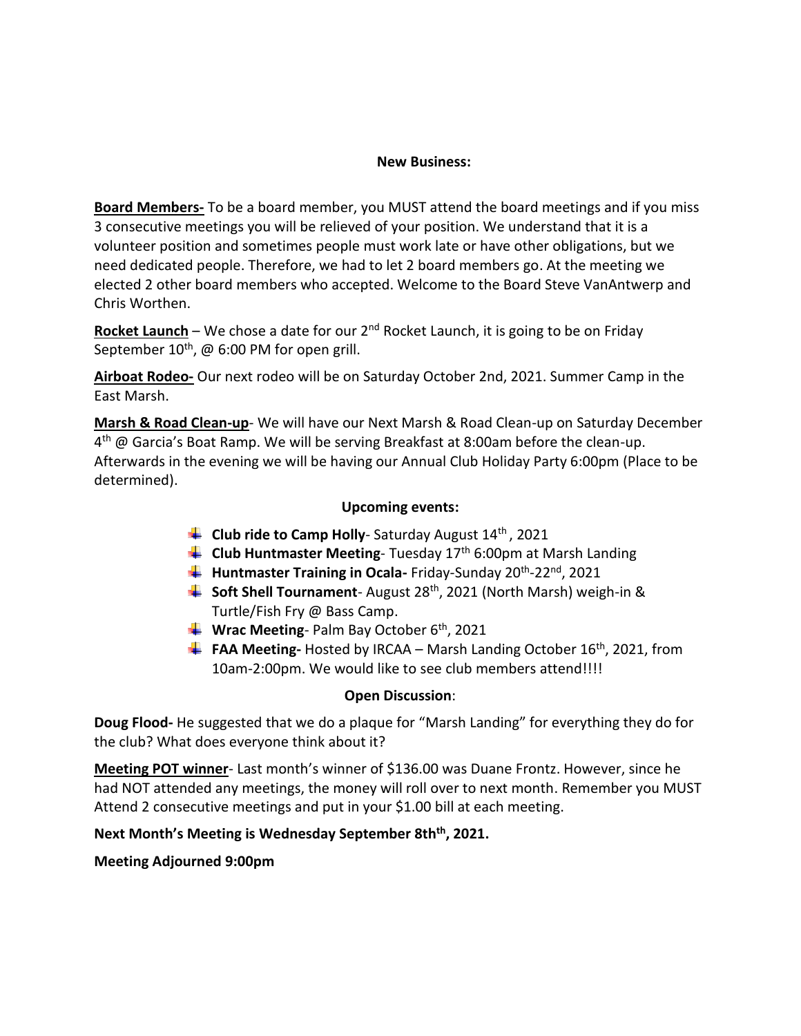**New Business:**

**Board Members-** To be a board member, you MUST attend the board meetings and if you miss 3 consecutive meetings you will be relieved of your position. We understand that it is a volunteer position and sometimes people must work late or have other obligations, but we need dedicated people. Therefore, we had to let 2 board members go. At the meeting we elected 2 other board members who accepted. Welcome to the Board Steve VanAntwerp and Chris Worthen.

**Rocket Launch** – We chose a date for our 2nd Rocket Launch, it is going to be on Friday September 10th, @ 6:00 PM for open grill.

**Airboat Rodeo-** Our next rodeo will be on Saturday October 2nd, 2021. Summer Camp in the East Marsh.

**Marsh & Road Clean-up**- We will have our Next Marsh & Road Clean-up on Saturday December 4th @ Garcia's Boat Ramp. We will be serving Breakfast at 8:00am before the clean-up. Afterwards in the evening we will be having our Annual Club Holiday Party 6:00pm (Place to be determined).

**Upcoming events:**

- **Club ride to Camp Holly**- Saturday August 14th , 2021
- **Club Huntmaster Meeting**- Tuesday 17th 6:00pm at Marsh Landing
- **Huntmaster Training in Ocala-** Friday-Sunday 20th-22nd, 2021
- **Soft Shell Tournament**- August 28th, 2021 (North Marsh) weigh-in & Turtle/Fish Fry @ Bass Camp.
- **Wrac Meeting**- Palm Bay October 6th, 2021
- **FAA Meeting-** Hosted by IRCAA – Marsh Landing October 16th, 2021, from 10am-2:00pm. We would like to see club members attend!!!!

**Open Discussion**:

**Doug Flood-** He suggested that we do a plaque for "Marsh Landing" for everything they do for the club? What does everyone think about it?

**Meeting POT winner**- Last month's winner of $136.00 was Duane Frontz. However, since he had NOT attended any meetings, the money will roll over to next month. Remember you MUST Attend 2 consecutive meetings and put in your $1.00 bill at each meeting.

**Next Month's Meeting is Wednesday September 8thth, 2021.**

**Meeting Adjourned 9:00pm**